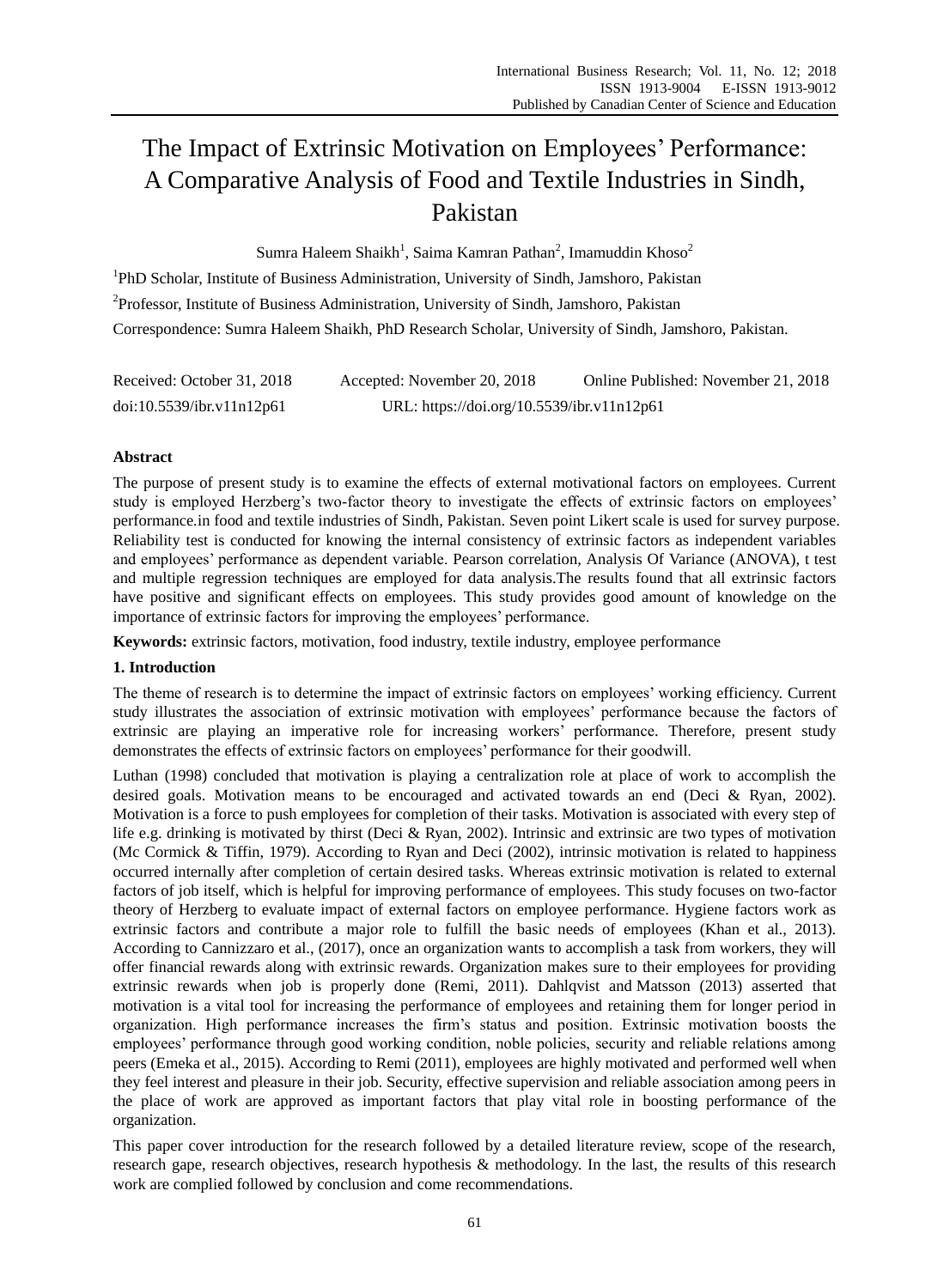# The Impact of Extrinsic Motivation on Employees' Performance: A Comparative Analysis of Food and Textile Industries in Sindh, Pakistan

Sumra Haleem Shaikh[1], Saima Kamran Pathan[2], Imamuddin Khoso[2]

[1]PhD Scholar, Institute of Business Administration, University of Sindh, Jamshoro, Pakistan

[2]Professor, Institute of Business Administration, University of Sindh, Jamshoro, Pakistan

Correspondence: Sumra Haleem Shaikh, PhD Research Scholar, University of Sindh, Jamshoro, Pakistan.

Received: October 31, 2018 Accepted: November 20, 2018 Online Published: November 21, 2018

doi:10.5539/ibr.v11n12p61 URL: https://doi.org/10.5539/ibr.v11n12p61

## Abstract

The purpose of present study is to examine the effects of external motivational factors on employees. Current study is employed Herzberg's two-factor theory to investigate the effects of extrinsic factors on employees' performance.in food and textile industries of Sindh, Pakistan. Seven point Likert scale is used for survey purpose. Reliability test is conducted for knowing the internal consistency of extrinsic factors as independent variables and employees' performance as dependent variable. Pearson correlation, Analysis Of Variance (ANOVA), t test and multiple regression techniques are employed for data analysis.The results found that all extrinsic factors have positive and significant effects on employees. This study provides good amount of knowledge on the importance of extrinsic factors for improving the employees' performance.

**Keywords:** extrinsic factors, motivation, food industry, textile industry, employee performance

## 1. Introduction

The theme of research is to determine the impact of extrinsic factors on employees' working efficiency. Current study illustrates the association of extrinsic motivation with employees' performance because the factors of extrinsic are playing an imperative role for increasing workers' performance. Therefore, present study demonstrates the effects of extrinsic factors on employees' performance for their goodwill.

Luthan (1998) concluded that motivation is playing a centralization role at place of work to accomplish the desired goals. Motivation means to be encouraged and activated towards an end (Deci & Ryan, 2002). Motivation is a force to push employees for completion of their tasks. Motivation is associated with every step of life e.g. drinking is motivated by thirst (Deci & Ryan, 2002). Intrinsic and extrinsic are two types of motivation (Mc Cormick & Tiffin, 1979). According to Ryan and Deci (2002), intrinsic motivation is related to happiness occurred internally after completion of certain desired tasks. Whereas extrinsic motivation is related to external factors of job itself, which is helpful for improving performance of employees. This study focuses on two-factor theory of Herzberg to evaluate impact of external factors on employee performance. Hygiene factors work as extrinsic factors and contribute a major role to fulfill the basic needs of employees (Khan et al., 2013). According to Cannizzaro et al., (2017), once an organization wants to accomplish a task from workers, they will offer financial rewards along with extrinsic rewards. Organization makes sure to their employees for providing extrinsic rewards when job is properly done (Remi, 2011). Dahlqvist and Matsson (2013) asserted that motivation is a vital tool for increasing the performance of employees and retaining them for longer period in organization. High performance increases the firm's status and position. Extrinsic motivation boosts the employees' performance through good working condition, noble policies, security and reliable relations among peers (Emeka et al., 2015). According to Remi (2011), employees are highly motivated and performed well when they feel interest and pleasure in their job. Security, effective supervision and reliable association among peers in the place of work are approved as important factors that play vital role in boosting performance of the organization.

This paper cover introduction for the research followed by a detailed literature review, scope of the research, research gape, research objectives, research hypothesis & methodology. In the last, the results of this research work are complied followed by conclusion and come recommendations.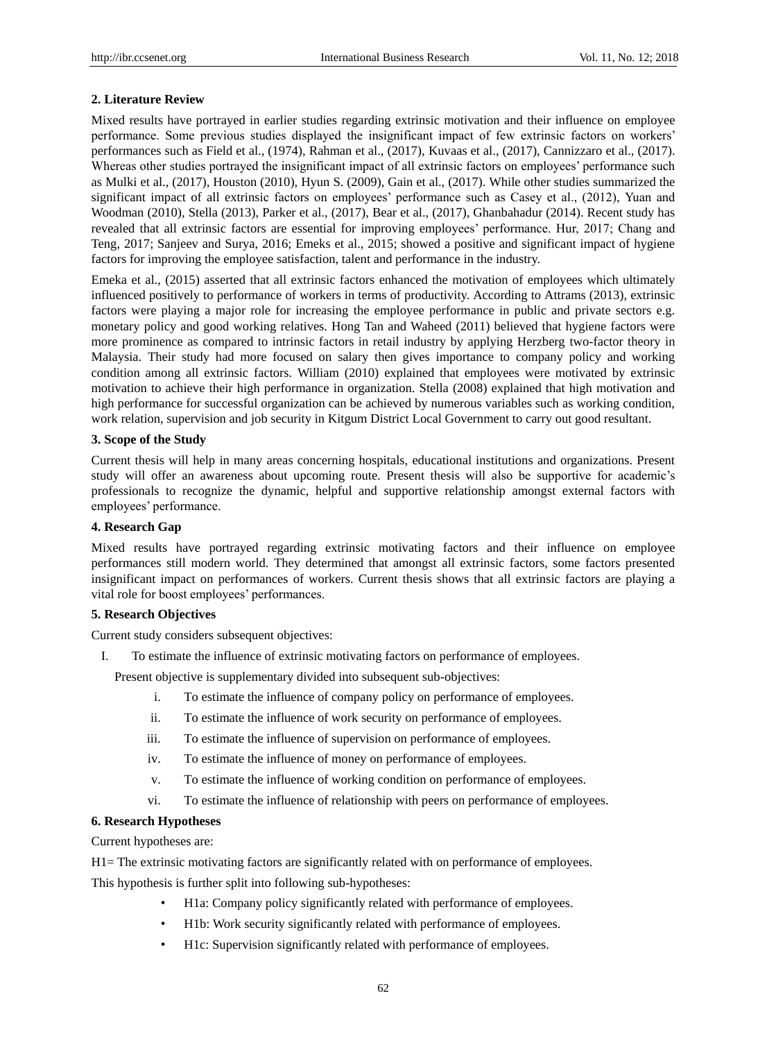## 2. Literature Review

Mixed results have portrayed in earlier studies regarding extrinsic motivation and their influence on employee performance. Some previous studies displayed the insignificant impact of few extrinsic factors on workers' performances such as Field et al., (1974), Rahman et al., (2017), Kuvaas et al., (2017), Cannizzaro et al., (2017). Whereas other studies portrayed the insignificant impact of all extrinsic factors on employees' performance such as Mulki et al., (2017), Houston (2010), Hyun S. (2009), Gain et al., (2017). While other studies summarized the significant impact of all extrinsic factors on employees' performance such as Casey et al., (2012), Yuan and Woodman (2010), Stella (2013), Parker et al., (2017), Bear et al., (2017), Ghanbahadur (2014). Recent study has revealed that all extrinsic factors are essential for improving employees' performance. Hur, 2017; Chang and Teng, 2017; Sanjeev and Surya, 2016; Emeks et al., 2015; showed a positive and significant impact of hygiene factors for improving the employee satisfaction, talent and performance in the industry.

Emeka et al., (2015) asserted that all extrinsic factors enhanced the motivation of employees which ultimately influenced positively to performance of workers in terms of productivity. According to Attrams (2013), extrinsic factors were playing a major role for increasing the employee performance in public and private sectors e.g. monetary policy and good working relatives. Hong Tan and Waheed (2011) believed that hygiene factors were more prominence as compared to intrinsic factors in retail industry by applying Herzberg two-factor theory in Malaysia. Their study had more focused on salary then gives importance to company policy and working condition among all extrinsic factors. William (2010) explained that employees were motivated by extrinsic motivation to achieve their high performance in organization. Stella (2008) explained that high motivation and high performance for successful organization can be achieved by numerous variables such as working condition, work relation, supervision and job security in Kitgum District Local Government to carry out good resultant.

## 3. Scope of the Study

Current thesis will help in many areas concerning hospitals, educational institutions and organizations. Present study will offer an awareness about upcoming route. Present thesis will also be supportive for academic's professionals to recognize the dynamic, helpful and supportive relationship amongst external factors with employees' performance.

## 4. Research Gap

Mixed results have portrayed regarding extrinsic motivating factors and their influence on employee performances still modern world. They determined that amongst all extrinsic factors, some factors presented insignificant impact on performances of workers. Current thesis shows that all extrinsic factors are playing a vital role for boost employees' performances.

## 5. Research Objectives

Current study considers subsequent objectives:

I. To estimate the influence of extrinsic motivating factors on performance of employees.

Present objective is supplementary divided into subsequent sub-objectives:

i. To estimate the influence of company policy on performance of employees.

ii. To estimate the influence of work security on performance of employees.

iii. To estimate the influence of supervision on performance of employees.

iv. To estimate the influence of money on performance of employees.

v. To estimate the influence of working condition on performance of employees.

vi. To estimate the influence of relationship with peers on performance of employees.

## 6. Research Hypotheses

Current hypotheses are:

H1= The extrinsic motivating factors are significantly related with on performance of employees.

This hypothesis is further split into following sub-hypotheses:

- H1a: Company policy significantly related with performance of employees.
- H1b: Work security significantly related with performance of employees.
- H1c: Supervision significantly related with performance of employees.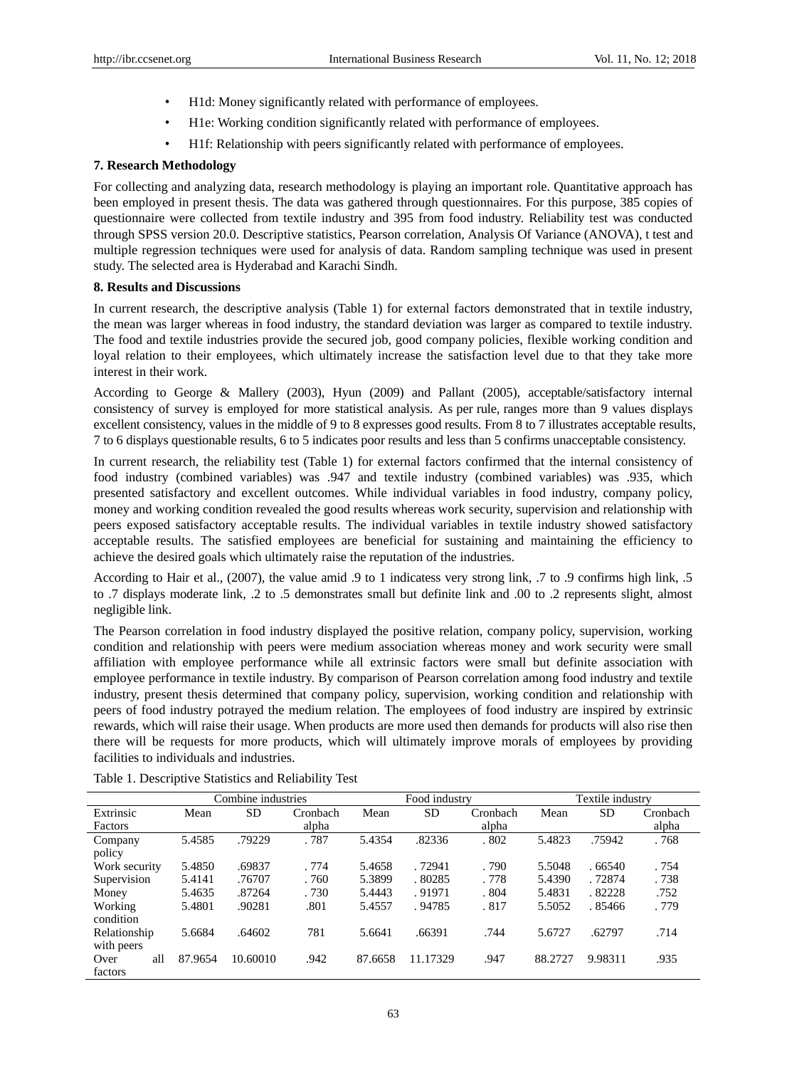- H1d: Money significantly related with performance of employees.
- H1e: Working condition significantly related with performance of employees.
- H1f: Relationship with peers significantly related with performance of employees.

**7. Research Methodology**

For collecting and analyzing data, research methodology is playing an important role. Quantitative approach has been employed in present thesis. The data was gathered through questionnaires. For this purpose, 385 copies of questionnaire were collected from textile industry and 395 from food industry. Reliability test was conducted through SPSS version 20.0. Descriptive statistics, Pearson correlation, Analysis Of Variance (ANOVA), t test and multiple regression techniques were used for analysis of data. Random sampling technique was used in present study. The selected area is Hyderabad and Karachi Sindh.

**8. Results and Discussions**

In current research, the descriptive analysis (Table 1) for external factors demonstrated that in textile industry, the mean was larger whereas in food industry, the standard deviation was larger as compared to textile industry. The food and textile industries provide the secured job, good company policies, flexible working condition and loyal relation to their employees, which ultimately increase the satisfaction level due to that they take more interest in their work.

According to George & Mallery (2003), Hyun (2009) and Pallant (2005), acceptable/satisfactory internal consistency of survey is employed for more statistical analysis. As per rule, ranges more than 9 values displays excellent consistency, values in the middle of 9 to 8 expresses good results. From 8 to 7 illustrates acceptable results, 7 to 6 displays questionable results, 6 to 5 indicates poor results and less than 5 confirms unacceptable consistency.

In current research, the reliability test (Table 1) for external factors confirmed that the internal consistency of food industry (combined variables) was .947 and textile industry (combined variables) was .935, which presented satisfactory and excellent outcomes. While individual variables in food industry, company policy, money and working condition revealed the good results whereas work security, supervision and relationship with peers exposed satisfactory acceptable results. The individual variables in textile industry showed satisfactory acceptable results. The satisfied employees are beneficial for sustaining and maintaining the efficiency to achieve the desired goals which ultimately raise the reputation of the industries.

According to Hair et al., (2007), the value amid .9 to 1 indicatess very strong link, .7 to .9 confirms high link, .5 to .7 displays moderate link, .2 to .5 demonstrates small but definite link and .00 to .2 represents slight, almost negligible link.

The Pearson correlation in food industry displayed the positive relation, company policy, supervision, working condition and relationship with peers were medium association whereas money and work security were small affiliation with employee performance while all extrinsic factors were small but definite association with employee performance in textile industry. By comparison of Pearson correlation among food industry and textile industry, present thesis determined that company policy, supervision, working condition and relationship with peers of food industry potrayed the medium relation. The employees of food industry are inspired by extrinsic rewards, which will raise their usage. When products are more used then demands for products will also rise then there will be requests for more products, which will ultimately improve morals of employees by providing facilities to individuals and industries.

Table 1. Descriptive Statistics and Reliability Test

| | Combine industries | | | Food industry | | | Textile industry | | |
|---|---|---|---|---|---|---|---|---|---|
| Extrinsic Factors | Mean | SD | Cronbach alpha | Mean | SD | Cronbach alpha | Mean | SD | Cronbach alpha |
| Company policy | 5.4585 | .79229 | . 787 | 5.4354 | .82336 | . 802 | 5.4823 | .75942 | . 768 |
| Work security | 5.4850 | .69837 | . 774 | 5.4658 | . 72941 | . 790 | 5.5048 | . 66540 | . 754 |
| Supervision | 5.4141 | .76707 | . 760 | 5.3899 | . 80285 | . 778 | 5.4390 | . 72874 | . 738 |
| Money | 5.4635 | .87264 | . 730 | 5.4443 | . 91971 | . 804 | 5.4831 | . 82228 | .752 |
| Working condition | 5.4801 | .90281 | .801 | 5.4557 | . 94785 | . 817 | 5.5052 | . 85466 | . 779 |
| Relationship with peers | 5.6684 | .64602 | 781 | 5.6641 | .66391 | .744 | 5.6727 | .62797 | .714 |
| Over all factors | 87.9654 | 10.60010 | .942 | 87.6658 | 11.17329 | .947 | 88.2727 | 9.98311 | .935 |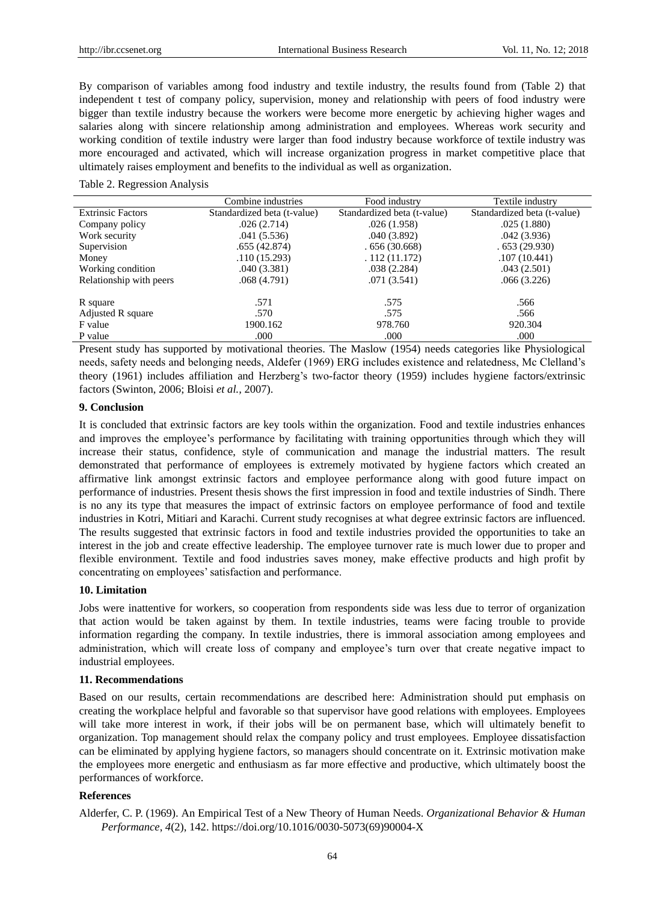By comparison of variables among food industry and textile industry, the results found from (Table 2) that independent t test of company policy, supervision, money and relationship with peers of food industry were bigger than textile industry because the workers were become more energetic by achieving higher wages and salaries along with sincere relationship among administration and employees. Whereas work security and working condition of textile industry were larger than food industry because workforce of textile industry was more encouraged and activated, which will increase organization progress in market competitive place that ultimately raises employment and benefits to the individual as well as organization.

Table 2. Regression Analysis

| | Combine industries | Food industry | Textile industry |
|---|---|---|---|
| Extrinsic Factors | Standardized beta (t-value) | Standardized beta (t-value) | Standardized beta (t-value) |
| Company policy | .026 (2.714) | .026 (1.958) | .025 (1.880) |
| Work security | .041 (5.536) | .040 (3.892) | .042 (3.936) |
| Supervision | .655 (42.874) | . 656 (30.668) | . 653 (29.930) |
| Money | .110 (15.293) | . 112 (11.172) | .107 (10.441) |
| Working condition | .040 (3.381) | .038 (2.284) | .043 (2.501) |
| Relationship with peers | .068 (4.791) | .071 (3.541) | .066 (3.226) |
| R square | .571 | .575 | .566 |
| Adjusted R square | .570 | .575 | .566 |
| F value | 1900.162 | 978.760 | 920.304 |
| P value | .000 | .000 | .000 |

Present study has supported by motivational theories. The Maslow (1954) needs categories like Physiological needs, safety needs and belonging needs, Aldefer (1969) ERG includes existence and relatedness, Mc Clelland's theory (1961) includes affiliation and Herzberg's two-factor theory (1959) includes hygiene factors/extrinsic factors (Swinton, 2006; Bloisi *et al.,* 2007).

### 9. Conclusion

It is concluded that extrinsic factors are key tools within the organization. Food and textile industries enhances and improves the employee's performance by facilitating with training opportunities through which they will increase their status, confidence, style of communication and manage the industrial matters. The result demonstrated that performance of employees is extremely motivated by hygiene factors which created an affirmative link amongst extrinsic factors and employee performance along with good future impact on performance of industries. Present thesis shows the first impression in food and textile industries of Sindh. There is no any its type that measures the impact of extrinsic factors on employee performance of food and textile industries in Kotri, Mitiari and Karachi. Current study recognises at what degree extrinsic factors are influenced. The results suggested that extrinsic factors in food and textile industries provided the opportunities to take an interest in the job and create effective leadership. The employee turnover rate is much lower due to proper and flexible environment. Textile and food industries saves money, make effective products and high profit by concentrating on employees' satisfaction and performance.

### 10. Limitation

Jobs were inattentive for workers, so cooperation from respondents side was less due to terror of organization that action would be taken against by them. In textile industries, teams were facing trouble to provide information regarding the company. In textile industries, there is immoral association among employees and administration, which will create loss of company and employee's turn over that create negative impact to industrial employees.

### 11. Recommendations

Based on our results, certain recommendations are described here: Administration should put emphasis on creating the workplace helpful and favorable so that supervisor have good relations with employees. Employees will take more interest in work, if their jobs will be on permanent base, which will ultimately benefit to organization. Top management should relax the company policy and trust employees. Employee dissatisfaction can be eliminated by applying hygiene factors, so managers should concentrate on it. Extrinsic motivation make the employees more energetic and enthusiasm as far more effective and productive, which ultimately boost the performances of workforce.

### References

Alderfer, C. P. (1969). An Empirical Test of a New Theory of Human Needs. *Organizational Behavior & Human Performance*, *4*(2), 142. https://doi.org/10.1016/0030-5073(69)90004-X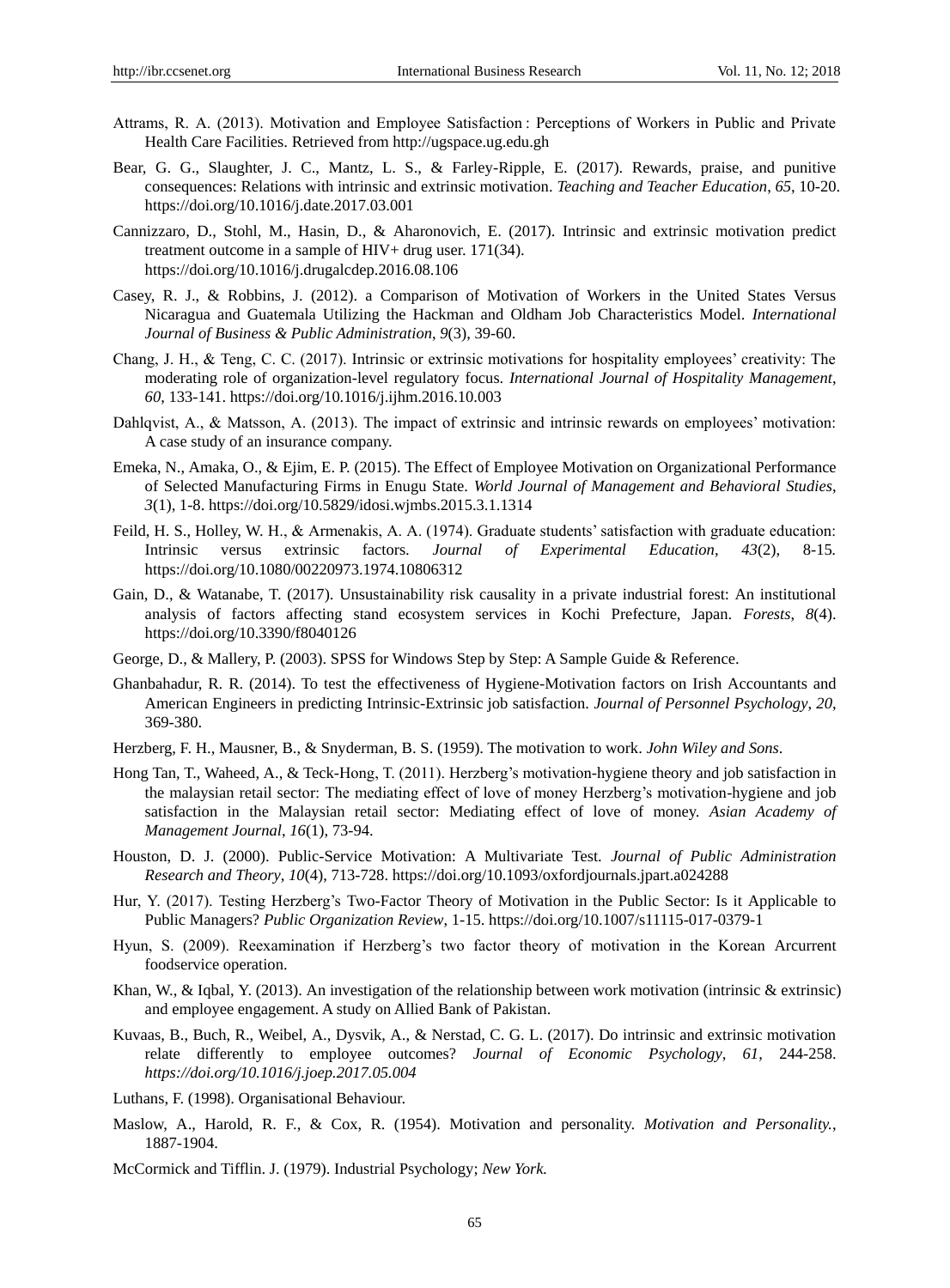Attrams, R. A. (2013). Motivation and Employee Satisfaction : Perceptions of Workers in Public and Private Health Care Facilities. Retrieved from http://ugspace.ug.edu.gh

Bear, G. G., Slaughter, J. C., Mantz, L. S., & Farley-Ripple, E. (2017). Rewards, praise, and punitive consequences: Relations with intrinsic and extrinsic motivation. *Teaching and Teacher Education*, *65*, 10-20. https://doi.org/10.1016/j.date.2017.03.001

Cannizzaro, D., Stohl, M., Hasin, D., & Aharonovich, E. (2017). Intrinsic and extrinsic motivation predict treatment outcome in a sample of HIV+ drug user. 171(34). https://doi.org/10.1016/j.drugalcdep.2016.08.106

Casey, R. J., & Robbins, J. (2012). a Comparison of Motivation of Workers in the United States Versus Nicaragua and Guatemala Utilizing the Hackman and Oldham Job Characteristics Model. *International Journal of Business & Public Administration*, *9*(3), 39-60.

Chang, J. H., & Teng, C. C. (2017). Intrinsic or extrinsic motivations for hospitality employees' creativity: The moderating role of organization-level regulatory focus. *International Journal of Hospitality Management*, *60*, 133-141. https://doi.org/10.1016/j.ijhm.2016.10.003

Dahlqvist, A., & Matsson, A. (2013). The impact of extrinsic and intrinsic rewards on employees' motivation: A case study of an insurance company.

Emeka, N., Amaka, O., & Ejim, E. P. (2015). The Effect of Employee Motivation on Organizational Performance of Selected Manufacturing Firms in Enugu State. *World Journal of Management and Behavioral Studies*, *3*(1), 1-8. https://doi.org/10.5829/idosi.wjmbs.2015.3.1.1314

Feild, H. S., Holley, W. H., & Armenakis, A. A. (1974). Graduate students' satisfaction with graduate education: Intrinsic versus extrinsic factors. *Journal of Experimental Education*, *43*(2), 8-15. https://doi.org/10.1080/00220973.1974.10806312

Gain, D., & Watanabe, T. (2017). Unsustainability risk causality in a private industrial forest: An institutional analysis of factors affecting stand ecosystem services in Kochi Prefecture, Japan. *Forests*, *8*(4). https://doi.org/10.3390/f8040126

George, D., & Mallery, P. (2003). SPSS for Windows Step by Step: A Sample Guide & Reference.

Ghanbahadur, R. R. (2014). To test the effectiveness of Hygiene-Motivation factors on Irish Accountants and American Engineers in predicting Intrinsic-Extrinsic job satisfaction. *Journal of Personnel Psychology*, *20*, 369-380.

Herzberg, F. H., Mausner, B., & Snyderman, B. S. (1959). The motivation to work. *John Wiley and Sons*.

Hong Tan, T., Waheed, A., & Teck-Hong, T. (2011). Herzberg's motivation-hygiene theory and job satisfaction in the malaysian retail sector: The mediating effect of love of money Herzberg's motivation-hygiene and job satisfaction in the Malaysian retail sector: Mediating effect of love of money. *Asian Academy of Management Journal*, *16*(1), 73-94.

Houston, D. J. (2000). Public-Service Motivation: A Multivariate Test. *Journal of Public Administration Research and Theory*, *10*(4), 713-728. https://doi.org/10.1093/oxfordjournals.jpart.a024288

Hur, Y. (2017). Testing Herzberg's Two-Factor Theory of Motivation in the Public Sector: Is it Applicable to Public Managers? *Public Organization Review*, 1-15. https://doi.org/10.1007/s11115-017-0379-1

Hyun, S. (2009). Reexamination if Herzberg's two factor theory of motivation in the Korean Arcurrent foodservice operation.

Khan, W., & Iqbal, Y. (2013). An investigation of the relationship between work motivation (intrinsic & extrinsic) and employee engagement. A study on Allied Bank of Pakistan.

Kuvaas, B., Buch, R., Weibel, A., Dysvik, A., & Nerstad, C. G. L. (2017). Do intrinsic and extrinsic motivation relate differently to employee outcomes? *Journal of Economic Psychology*, *61*, 244-258. *https://doi.org/10.1016/j.joep.2017.05.004*

Luthans, F. (1998). Organisational Behaviour.

Maslow, A., Harold, R. F., & Cox, R. (1954). Motivation and personality. *Motivation and Personality.*, 1887-1904.

McCormick and Tifflin. J. (1979). Industrial Psychology; *New York.*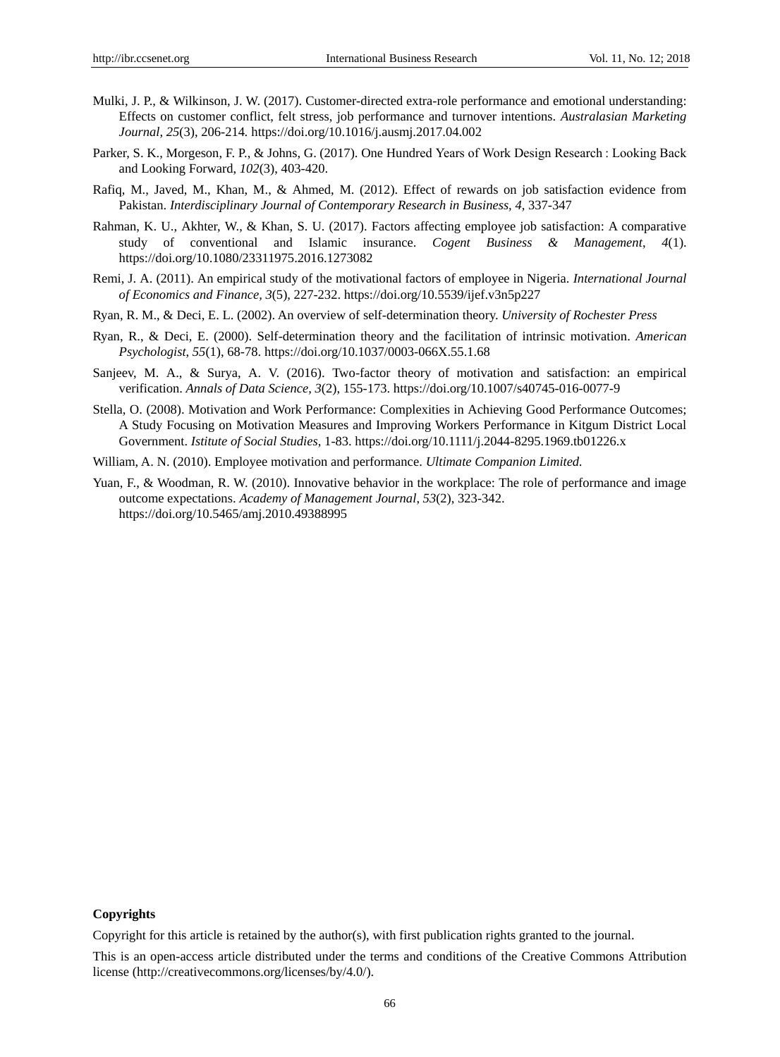Mulki, J. P., & Wilkinson, J. W. (2017). Customer-directed extra-role performance and emotional understanding: Effects on customer conflict, felt stress, job performance and turnover intentions. *Australasian Marketing Journal, 25*(3), 206-214. https://doi.org/10.1016/j.ausmj.2017.04.002

Parker, S. K., Morgeson, F. P., & Johns, G. (2017). One Hundred Years of Work Design Research : Looking Back and Looking Forward, *102*(3), 403-420.

Rafiq, M., Javed, M., Khan, M., & Ahmed, M. (2012). Effect of rewards on job satisfaction evidence from Pakistan. *Interdisciplinary Journal of Contemporary Research in Business, 4,* 337-347

Rahman, K. U., Akhter, W., & Khan, S. U. (2017). Factors affecting employee job satisfaction: A comparative study of conventional and Islamic insurance. *Cogent Business & Management, 4*(1). https://doi.org/10.1080/23311975.2016.1273082

Remi, J. A. (2011). An empirical study of the motivational factors of employee in Nigeria. *International Journal of Economics and Finance, 3*(5), 227-232. https://doi.org/10.5539/ijef.v3n5p227

Ryan, R. M., & Deci, E. L. (2002). An overview of self-determination theory. *University of Rochester Press*

Ryan, R., & Deci, E. (2000). Self-determination theory and the facilitation of intrinsic motivation. *American Psychologist, 55*(1), 68-78. https://doi.org/10.1037/0003-066X.55.1.68

Sanjeev, M. A., & Surya, A. V. (2016). Two-factor theory of motivation and satisfaction: an empirical verification. *Annals of Data Science, 3*(2), 155-173. https://doi.org/10.1007/s40745-016-0077-9

Stella, O. (2008). Motivation and Work Performance: Complexities in Achieving Good Performance Outcomes; A Study Focusing on Motivation Measures and Improving Workers Performance in Kitgum District Local Government. *Istitute of Social Studies*, 1-83. https://doi.org/10.1111/j.2044-8295.1969.tb01226.x

William, A. N. (2010). Employee motivation and performance. *Ultimate Companion Limited.*

Yuan, F., & Woodman, R. W. (2010). Innovative behavior in the workplace: The role of performance and image outcome expectations. *Academy of Management Journal, 53*(2), 323-342. https://doi.org/10.5465/amj.2010.49388995

**Copyrights**

Copyright for this article is retained by the author(s), with first publication rights granted to the journal.

This is an open-access article distributed under the terms and conditions of the Creative Commons Attribution license (http://creativecommons.org/licenses/by/4.0/).